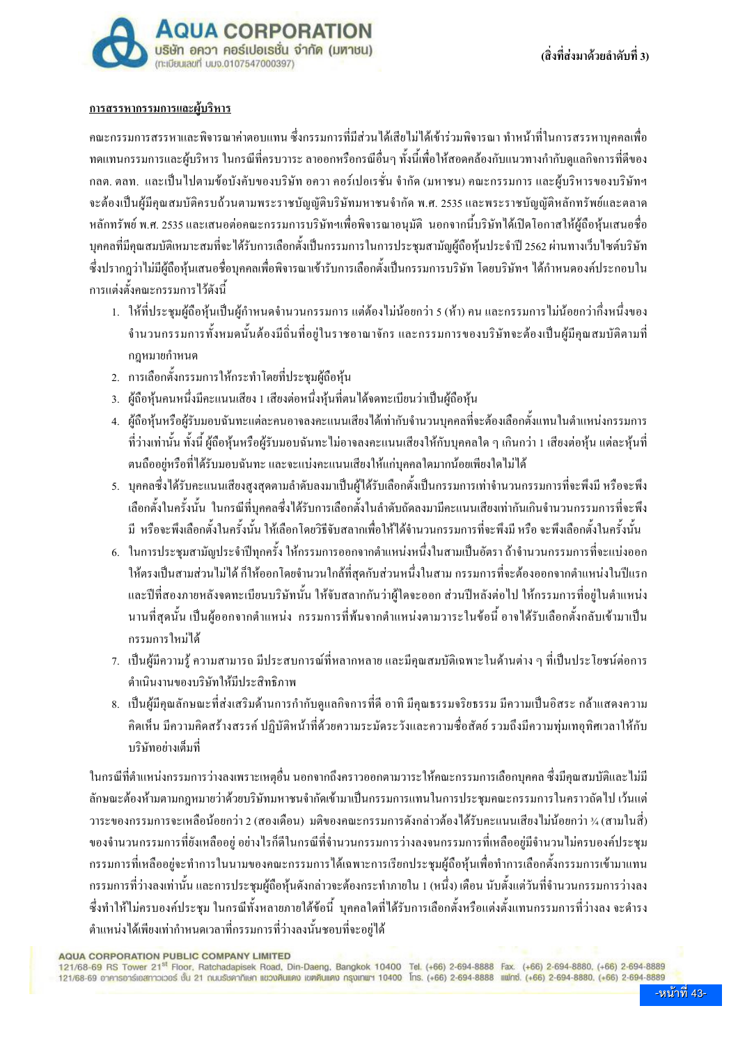(สิ่งที่ส่งมาด้วยลำดับที่ 3)

**การสรรหากรรมการและผู้บริหาร**

คณะกรรมการสรรหาและพิจารณาค่าตอบแทน ซึ่งกรรมการที่มีส่วนได้เสียไม่ได้เข้าร่วมพิจารณา ทำหน้าที่ในการสรรหาบุคคลเพื่อทดแทนกรรมการและผู้บริหาร ในกรณีที่ครบวาระ ลาออกหรือกรณีอื่นๆ ทั้งนี้เพื่อให้สอดคล้องกับแนวทางกำกับดูแลกิจการที่ดีของ กลต. ตลท. และเป็นไปตามข้อบังคับของบริษัท อควา คอร์เปอเรชั่น จำกัด (มหาชน) คณะกรรมการ และผู้บริหารของบริษัทฯ จะต้องเป็นผู้มีคุณสมบัติครบถ้วนตามพระราชบัญญัติบริษัทมหาชนจำกัด พ.ศ. 2535 และพระราชบัญญัติหลักทรัพย์และตลาดหลักทรัพย์ พ.ศ. 2535 และเสนอต่อคณะกรรมการบริษัทฯเพื่อพิจารณาอนุมัติ นอกจากนี้บริษัทได้เปิดโอกาสให้ผู้ถือหุ้นเสนอชื่อบุคคลที่มีคุณสมบัติเหมาะสมที่จะได้รับการเลือกตั้งเป็นกรรมการในการประชุมสามัญผู้ถือหุ้นประจำปี 2562 ผ่านทางเว็บไซต์บริษัท ซึ่งปรากฏว่าไม่มีผู้ถือหุ้นเสนอชื่อบุคคลเพื่อพิจารณาเข้ารับการเลือกตั้งเป็นกรรมการบริษัท โดยบริษัทฯ ได้กำหนดองค์ประกอบในการแต่งตั้งคณะกรรมการไว้ดังนี้

1. ให้ที่ประชุมผู้ถือหุ้นเป็นผู้กำหนดจำนวนกรรมการ แต่ต้องไม่น้อยกว่า 5 (ห้า) คน และกรรมการไม่น้อยกว่ากึ่งหนึ่งของจำนวนกรรมการทั้งหมดนั้นต้องมีถิ่นที่อยู่ในราชอาณาจักร และกรรมการของบริษัทจะต้องเป็นผู้มีคุณสมบัติตามที่กฎหมายกำหนด
2. การเลือกตั้งกรรมการให้กระทำโดยที่ประชุมผู้ถือหุ้น
3. ผู้ถือหุ้นคนหนึ่งมีคะแนนเสียง 1 เสียงต่อหนึ่งหุ้นที่ตนได้จดทะเบียนว่าเป็นผู้ถือหุ้น
4. ผู้ถือหุ้นหรือผู้รับมอบฉันทะแต่ละคนอาจลงคะแนนเสียงได้เท่ากับจำนวนบุคคลที่จะต้องเลือกตั้งแทนในตำแหน่งกรรมการที่ว่างเท่านั้น ทั้งนี้ ผู้ถือหุ้นหรือผู้รับมอบฉันทะไม่อาจลงคะแนนเสียงให้กับบุคคลใด ๆ เกินกว่า 1 เสียงต่อหุ้น แต่ละหุ้นที่ตนถืออยู่หรือที่ได้รับมอบฉันทะ และจะแบ่งคะแนนเสียงให้แก่บุคคลใดมากน้อยเพียงใดไม่ได้
5. บุคคลซึ่งได้รับคะแนนเสียงสูงสุดตามลำดับลงมาเป็นผู้ได้รับเลือกตั้งเป็นกรรมการเท่าจำนวนกรรมการที่จะพึงมี หรือจะพึงเลือกตั้งในครั้งนั้น ในกรณีที่บุคคลซึ่งได้รับการเลือกตั้งในลำดับถัดลงมามีคะแนนเสียงเท่ากันเกินจำนวนกรรมการที่จะพึงมี หรือจะพึงเลือกตั้งในครั้งนั้น ให้เลือกโดยวิธีจับสลากเพื่อให้ได้จำนวนกรรมการที่จะพึงมี หรือ จะพึงเลือกตั้งในครั้งนั้น
6. ในการประชุมสามัญประจำปีทุกครั้ง ให้กรรมการออกจากตำแหน่งหนึ่งในสามเป็นอัตรา ถ้าจำนวนกรรมการที่จะแบ่งออกให้ตรงเป็นสามส่วนไม่ได้ ก็ให้ออกโดยจำนวนใกล้ที่สุดกับส่วนหนึ่งในสาม กรรมการที่จะต้องออกจากตำแหน่งในปีแรกและปีที่สองภายหลังจดทะเบียนบริษัทนั้น ให้จับสลากกันว่าผู้ใดจะออก ส่วนปีหลังต่อไป ให้กรรมการที่อยู่ในตำแหน่งนานที่สุดนั้น เป็นผู้ออกจากตำแหน่ง กรรมการที่พ้นจากตำแหน่งตามวาระในข้อนี้ อาจได้รับเลือกตั้งกลับเข้ามาเป็นกรรมการใหม่ได้
7. เป็นผู้มีความรู้ ความสามารถ มีประสบการณ์ที่หลากหลาย และมีคุณสมบัติเฉพาะในด้านต่าง ๆ ที่เป็นประโยชน์ต่อการดำเนินงานของบริษัทให้มีประสิทธิภาพ
8. เป็นผู้มีคุณลักษณะที่ส่งเสริมด้านการกำกับดูแลกิจการที่ดี อาทิ มีคุณธรรมจริยธรรม มีความเป็นอิสระ กล้าแสดงความคิดเห็น มีความคิดสร้างสรรค์ ปฏิบัติหน้าที่ด้วยความระมัดระวังและความซื่อสัตย์ รวมถึงมีความทุ่มเทอุทิศเวลาให้กับบริษัทอย่างเต็มที่

ในกรณีที่ตำแหน่งกรรมการว่างลงเพราะเหตุอื่น นอกจากถึงคราวออกตามวาระให้คณะกรรมการเลือกบุคคล ซึ่งมีคุณสมบัติและไม่มีลักษณะต้องห้ามตามกฎหมายว่าด้วยบริษัทมหาชนจำกัดเข้ามาเป็นกรรมการแทนในการประชุมคณะกรรมการในคราวถัดไป เว้นแต่วาระของกรรมการจะเหลือน้อยกว่า 2 (สองเดือน) มติของคณะกรรมการดังกล่าวต้องได้รับคะแนนเสียงไม่น้อยกว่า ¾ (สามในสี่) ของจำนวนกรรมการที่ยังเหลืออยู่ อย่างไรก็ดีในกรณีที่จำนวนกรรมการว่างลงจนกรรมการที่เหลืออยู่มีจำนวนไม่ครบองค์ประชุม กรรมการที่เหลืออยู่จะทำการในนามของคณะกรรมการได้เฉพาะการเรียกประชุมผู้ถือหุ้นเพื่อทำการเลือกตั้งกรรมการเข้ามาแทนกรรมการที่ว่างลงเท่านั้น และการประชุมผู้ถือหุ้นดังกล่าวจะต้องกระทำภายใน 1 (หนึ่ง) เดือน นับตั้งแต่วันที่จำนวนกรรมการว่างลงซึ่งทำให้ไม่ครบองค์ประชุม ในกรณีทั้งหลายภายใต้ข้อนี้ บุคคลใดที่ได้รับการเลือกตั้งหรือแต่งตั้งแทนกรรมการที่ว่างลง จะดำรงตำแหน่งได้เพียงเท่ากำหนดเวลาที่กรรมการที่ว่างลงนั้นชอบที่จะอยู่ได้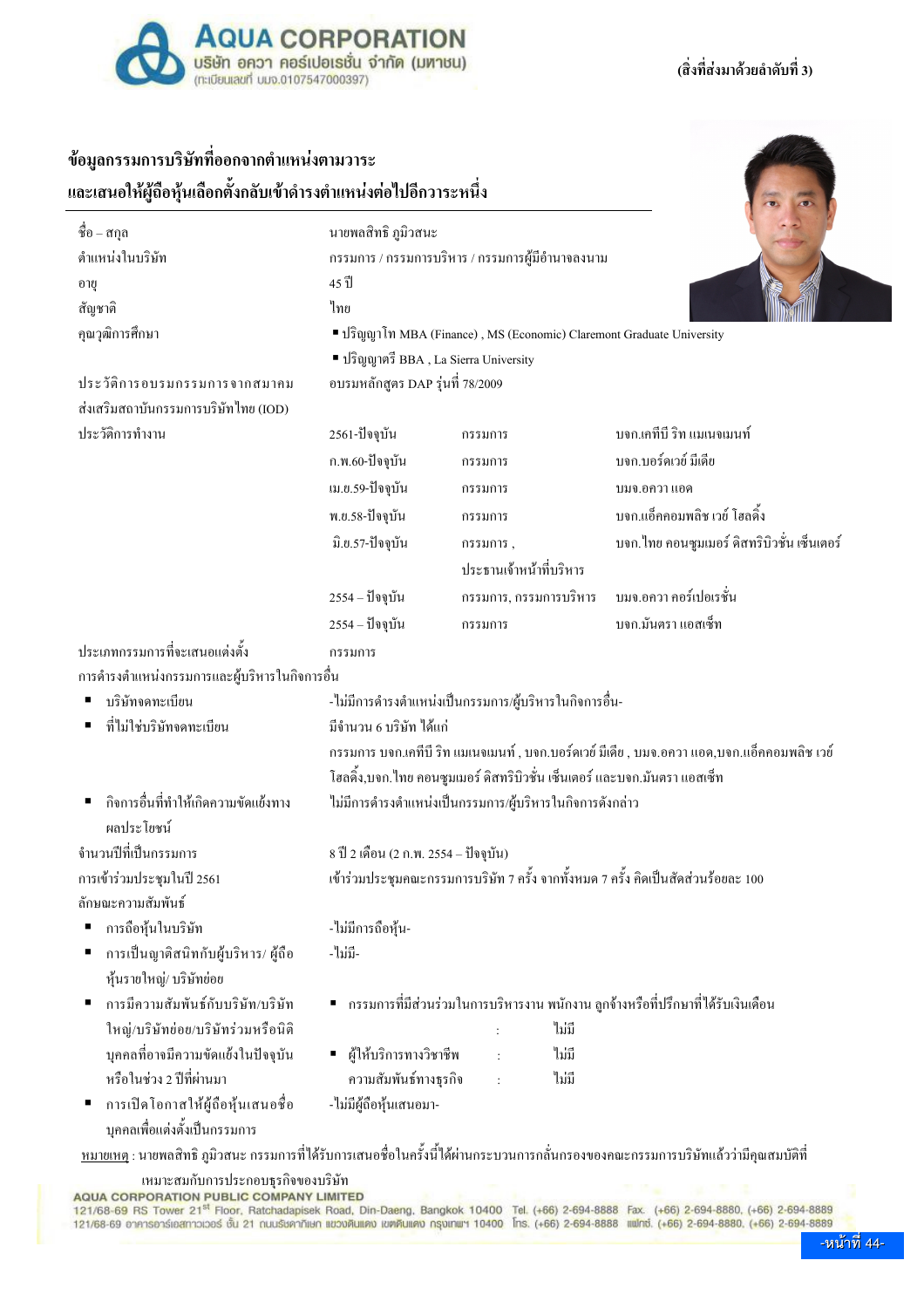(สิ่งที่ส่งมาด้วยลำดับที่ 3)

## ข้อมูลกรรมการบริษัทที่ออกจากตำแหน่งตามวาระ
## และเสนอให้ผู้ถือหุ้นเลือกตั้งกลับเข้าดำรงตำแหน่งต่อไปอีกวาระหนึ่ง

| | | | |
|---|---|---|---|
| ชื่อ – สกุล | นายพลสิทธิ ภูมิวสนะ | | |
| ตำแหน่งในบริษัท | กรรมการ / กรรมการบริหาร / กรรมการผู้มีอำนาจลงนาม | | |
| อายุ | 45 ปี | | |
| สัญชาติ | ไทย | | |
| คุณวุฒิการศึกษา | ▪ ปริญญาโท MBA (Finance) , MS (Economic) Claremont Graduate University<br>▪ ปริญญาตรี BBA , La Sierra University | | |
| ประวัติการอบรมกรรมการจากสมาคมส่งเสริมสถาบันกรรมการบริษัทไทย (IOD) | อบรมหลักสูตร DAP รุ่นที่ 78/2009 | | |
| ประวัติการทำงาน | 2561-ปัจจุบัน | กรรมการ | บจก.เคทีบี ริท แมเนจเมนท์ |
| | ก.พ.60-ปัจจุบัน | กรรมการ | บจก.บอร์ดเวย์ มีเดีย |
| | เม.ย.59-ปัจจุบัน | กรรมการ | บมจ.อควา แอด |
| | พ.ย.58-ปัจจุบัน | กรรมการ | บจก.แอ็คคอมพลิช เวย์ โฮลดิ้ง |
| | มิ.ย.57-ปัจจุบัน | กรรมการ , ประธานเจ้าหน้าที่บริหาร | บจก.ไทย คอนซูมเมอร์ ดิสทริบิวชั่น เซ็นเตอร์ |
| | 2554 – ปัจจุบัน | กรรมการ, กรรมการบริหาร | บมจ.อควา คอร์เปอเรชั่น |
| | 2554 – ปัจจุบัน | กรรมการ | บจก.มันตรา แอสเซ็ท |
| ประเภทกรรมการที่จะเสนอแต่งตั้ง | กรรมการ | | |

การดำรงตำแหน่งกรรมการและผู้บริหารในกิจการอื่น

- บริษัทจดทะเบียน: -ไม่มีการดำรงตำแหน่งเป็นกรรมการ/ผู้บริหารในกิจการอื่น-
- ที่ไม่ใช่บริษัทจดทะเบียน: มีจำนวน 6 บริษัท ได้แก่ กรรมการ บจก.เคทีบี ริท แมเนจเมนท์ , บจก.บอร์ดเวย์ มีเดีย , บมจ.อควา แอด,บจก.แอ็คคอมพลิช เวย์ โฮลดิ้ง,บจก.ไทย คอนซูมเมอร์ ดิสทริบิวชั่น เซ็นเตอร์ และบจก.มันตรา แอสเซ็ท
- กิจการอื่นที่ทำให้เกิดความขัดแย้งทางผลประโยชน์: ไม่มีการดำรงตำแหน่งเป็นกรรมการ/ผู้บริหารในกิจการดังกล่าว

จำนวนปีที่เป็นกรรมการ: 8 ปี 2 เดือน (2 ก.พ. 2554 – ปัจจุบัน)

การเข้าร่วมประชุมในปี 2561: เข้าร่วมประชุมคณะกรรมการบริษัท 7 ครั้ง จากทั้งหมด 7 ครั้ง คิดเป็นสัดส่วนร้อยละ 100

ลักษณะความสัมพันธ์

- การถือหุ้นในบริษัท: -ไม่มีการถือหุ้น-
- การเป็นญาติสนิทกับผู้บริหาร/ ผู้ถือหุ้นรายใหญ่/ บริษัทย่อย: -ไม่มี-
- การมีความสัมพันธ์กับบริษัท/บริษัทใหญ่/บริษัทย่อย/บริษัทร่วมหรือนิติบุคคลที่อาจมีความขัดแย้งในปัจจุบันหรือในช่วง 2 ปีที่ผ่านมา:
  - กรรมการที่มีส่วนร่วมในการบริหารงาน พนักงาน ลูกจ้างหรือที่ปรึกษาที่ได้รับเงินเดือน : ไม่มี
  - ผู้ให้บริการทางวิชาชีพ : ไม่มี
  - ความสัมพันธ์ทางธุรกิจ : ไม่มี
- การเปิดโอกาสให้ผู้ถือหุ้นเสนอชื่อบุคคลเพื่อแต่งตั้งเป็นกรรมการ: -ไม่มีผู้ถือหุ้นเสนอมา-

หมายเหตุ : นายพลสิทธิ ภูมิวสนะ กรรมการที่ได้รับการเสนอชื่อในครั้งนี้ได้ผ่านกระบวนการกลั่นกรองของคณะกรรมการบริษัทแล้วว่ามีคุณสมบัติที่เหมาะสมกับการประกอบธุรกิจของบริษัท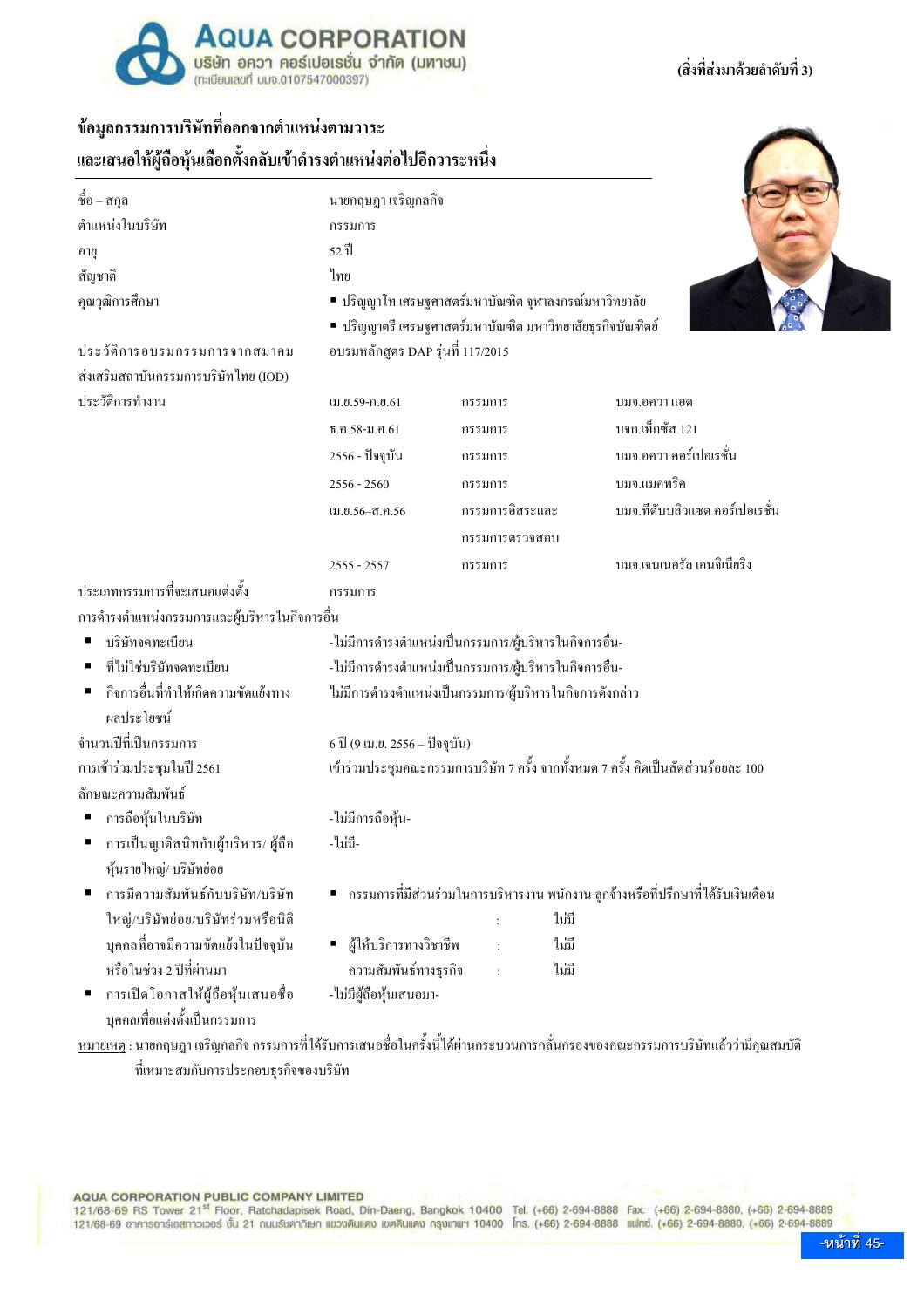(สิ่งที่ส่งมาด้วยลำดับที่ 3)

## ข้อมูลกรรมการบริษัทที่ออกจากตำแหน่งตามวาระ และเสนอให้ผู้ถือหุ้นเลือกตั้งกลับเข้าดำรงตำแหน่งต่อไปอีกวาระหนึ่ง

| | |
|---|---|
| ชื่อ – สกุล | นายกฤษฎา เจริญกลกิจ |
| ตำแหน่งในบริษัท | กรรมการ |
| อายุ | 52 ปี |
| สัญชาติ | ไทย |
| คุณวุฒิการศึกษา | ▪ ปริญญาโท เศรษฐศาสตร์มหาบัณฑิต จุฬาลงกรณ์มหาวิทยาลัย<br>▪ ปริญญาตรี เศรษฐศาสตร์มหาบัณฑิต มหาวิทยาลัยธุรกิจบัณฑิตย์ |
| ประวัติการอบรมกรรมการจากสมาคมส่งเสริมสถาบันกรรมการบริษัทไทย (IOD) | อบรมหลักสูตร DAP รุ่นที่ 117/2015 |

ประวัติการทำงาน

| ช่วงเวลา | ตำแหน่ง | บริษัท |
|---|---|---|
| เม.ย.59-ก.ย.61 | กรรมการ | บมจ.อควา แอด |
| ธ.ค.58-ม.ค.61 | กรรมการ | บจก.เท็กซัส 121 |
| 2556 - ปัจจุบัน | กรรมการ | บมจ.อควา คอร์เปอเรชั่น |
| 2556 - 2560 | กรรมการ | บมจ.แมคทริค |
| เม.ย.56–ส.ค.56 | กรรมการอิสระและกรรมการตรวจสอบ | บมจ.ทีดับบลิวแซด คอร์เปอเรชั่น |
| 2555 - 2557 | กรรมการ | บมจ.เจนเนอรัล เอนจิเนียริ่ง |

ประเภทกรรมการที่จะเสนอแต่งตั้ง: กรรมการ

การดำรงตำแหน่งกรรมการและผู้บริหารในกิจการอื่น

- บริษัทจดทะเบียน: -ไม่มีการดำรงตำแหน่งเป็นกรรมการ/ผู้บริหารในกิจการอื่น-
- ที่ไม่ใช่บริษัทจดทะเบียน: -ไม่มีการดำรงตำแหน่งเป็นกรรมการ/ผู้บริหารในกิจการอื่น-
- กิจการอื่นที่ทำให้เกิดความขัดแย้งทางผลประโยชน์: ไม่มีการดำรงตำแหน่งเป็นกรรมการ/ผู้บริหารในกิจการดังกล่าว

จำนวนปีที่เป็นกรรมการ: 6 ปี (9 เม.ย. 2556 – ปัจจุบัน)

การเข้าร่วมประชุมในปี 2561: เข้าร่วมประชุมคณะกรรมการบริษัท 7 ครั้ง จากทั้งหมด 7 ครั้ง คิดเป็นสัดส่วนร้อยละ 100

ลักษณะความสัมพันธ์

- การถือหุ้นในบริษัท: -ไม่มีการถือหุ้น-
- การเป็นญาติสนิทกับผู้บริหาร/ ผู้ถือหุ้นรายใหญ่/ บริษัทย่อย: -ไม่มี-
- การมีความสัมพันธ์กับบริษัท/บริษัทใหญ่/บริษัทย่อย/บริษัทร่วมหรือนิติบุคคลที่อาจมีความขัดแย้งในปัจจุบันหรือในช่วง 2 ปีที่ผ่านมา
  - กรรมการที่มีส่วนร่วมในการบริหารงาน พนักงาน ลูกจ้างหรือที่ปรึกษาที่ได้รับเงินเดือน : ไม่มี
  - ผู้ให้บริการทางวิชาชีพ : ไม่มี
  - ความสัมพันธ์ทางธุรกิจ : ไม่มี
- การเปิดโอกาสให้ผู้ถือหุ้นเสนอชื่อบุคคลเพื่อแต่งตั้งเป็นกรรมการ: -ไม่มีผู้ถือหุ้นเสนอมา-

หมายเหตุ : นายกฤษฎา เจริญกลกิจ กรรมการที่ได้รับการเสนอชื่อในครั้งนี้ได้ผ่านกระบวนการกลั่นกรองของคณะกรรมการบริษัทแล้วว่ามีคุณสมบัติที่เหมาะสมกับการประกอบธุรกิจของบริษัท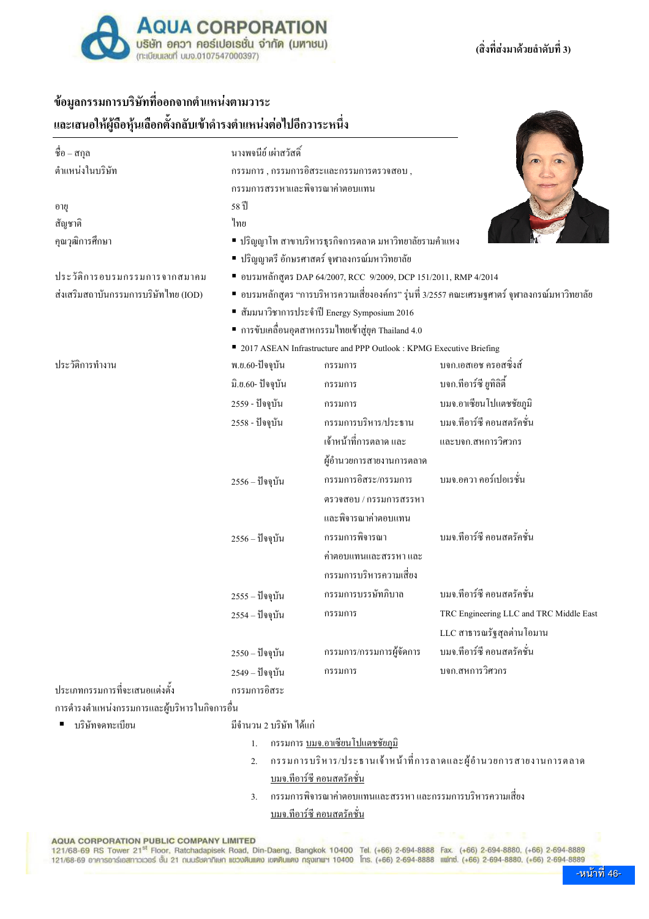(สิ่งที่ส่งมาด้วยลำดับที่ 3)

## ข้อมูลกรรมการบริษัทที่ออกจากตำแหน่งตามวาระ และเสนอให้ผู้ถือหุ้นเลือกตั้งกลับเข้าดำรงตำแหน่งต่อไปอีกวาระหนึ่ง

| | |
|---|---|
| ชื่อ – สกุล | นางพจนีย์ เผ่าสวัสดิ์ |
| ตำแหน่งในบริษัท | กรรมการ , กรรมการอิสระและกรรมการตรวจสอบ , กรรมการสรรหาและพิจารณาค่าตอบแทน |
| อายุ | 58 ปี |
| สัญชาติ | ไทย |
| คุณวุฒิการศึกษา | ▪ ปริญญาโท สาขาบริหารธุรกิจการตลาด มหาวิทยาลัยรามคำแหง<br>▪ ปริญญาตรี อักษรศาสตร์ จุฬาลงกรณ์มหาวิทยาลัย |
| ประวัติการอบรมกรรมการจากสมาคมส่งเสริมสถาบันกรรมการบริษัทไทย (IOD) | ▪ อบรมหลักสูตร DAP 64/2007, RCC 9/2009, DCP 151/2011, RMP 4/2014<br>▪ อบรมหลักสูตร "การบริหารความเสี่ยงองค์กร" รุ่นที่ 3/2557 คณะเศรษฐศาสตร์ จุฬาลงกรณ์มหาวิทยาลัย<br>▪ สัมมนาวิชาการประจำปี Energy Symposium 2016<br>▪ การขับเคลื่อนอุตสาหกรรมไทยเข้าสู่ยุค Thailand 4.0<br>▪ 2017 ASEAN Infrastructure and PPP Outlook : KPMG Executive Briefing |

**ประวัติการทำงาน**

| ช่วงเวลา | ตำแหน่ง | บริษัท |
|---|---|---|
| พ.ย.60-ปัจจุบัน | กรรมการ | บจก.เอสเอช ครอสซิ่งส์ |
| มิ.ย.60- ปัจจุบัน | กรรมการ | บจก.ทีอาร์ซี ยูทิลิตี้ |
| 2559 - ปัจจุบัน | กรรมการ | บมจ.อาเซียนโปเตชชัยภูมิ |
| 2558 - ปัจจุบัน | กรรมการบริหาร/ประธานเจ้าหน้าที่การตลาด และผู้อำนวยการสายงานการตลาด | บมจ.ทีอาร์ซี คอนสตรัคชั่น และบจก.สหการวิศวกร |
| 2556 – ปัจจุบัน | กรรมการอิสระ/กรรมการตรวจสอบ / กรรมการสรรหาและพิจารณาค่าตอบแทน | บมจ.อควา คอร์ปอเรชั่น |
| 2556 – ปัจจุบัน | กรรมการพิจารณาค่าตอบแทนและสรรหา และกรรมการบริหารความเสี่ยง | บมจ.ทีอาร์ซี คอนสตรัคชั่น |
| 2555 – ปัจจุบัน | กรรมการบรรษัทภิบาล | บมจ.ทีอาร์ซี คอนสตรัคชั่น |
| 2554 – ปัจจุบัน | กรรมการ | TRC Engineering LLC and TRC Middle East LLC สาธารณรัฐสุลต่านโอมาน |
| 2550 – ปัจจุบัน | กรรมการ/กรรมการผู้จัดการ | บมจ.ทีอาร์ซี คอนสตรัคชั่น |
| 2549 – ปัจจุบัน | กรรมการ | บจก.สหการวิศวกร |

ประเภทกรรมการที่จะเสนอแต่งตั้ง กรรมการอิสระ

การดำรงตำแหน่งกรรมการและผู้บริหารในกิจการอื่น

- บริษัทจดทะเบียน มีจำนวน 2 บริษัท ได้แก่
  1. กรรมการ บมจ.อาเซียนโปเตชชัยภูมิ
  2. กรรมการบริหาร/ประธานเจ้าหน้าที่การลาดและผู้อำนวยการสายงานการตลาด บมจ.ทีอาร์ซี คอนสตรัคชั่น
  3. กรรมการพิจารณาค่าตอบแทนและสรรหา และกรรมการบริหารความเสี่ยง บมจ.ทีอาร์ซี คอนสตรัคชั่น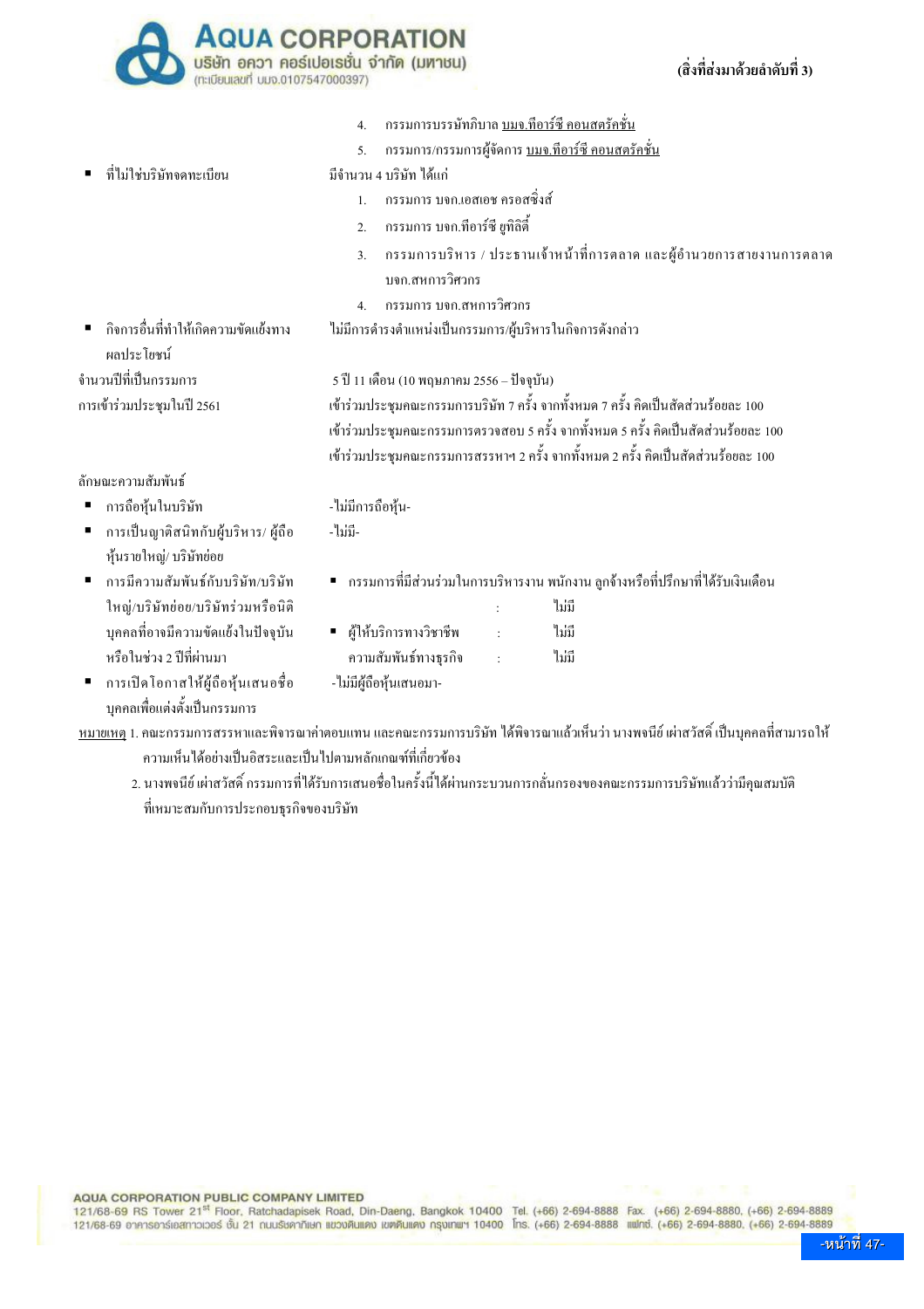(สิ่งที่ส่งมาด้วยลำดับที่ 3)

4. กรรมการบรรษัทภิบาล บมจ.ทีอาร์ซี คอนสตรัคชั่น
5. กรรมการ/กรรมการผู้จัดการ บมจ.ทีอาร์ซี คอนสตรัคชั่น

- ที่ไม่ใช่บริษัทจดทะเบียน — มีจำนวน 4 บริษัท ได้แก่
  1. กรรมการ บจก.เอสเอช ครอสซิ่งส์
  2. กรรมการ บจก.ทีอาร์ซี ยูทิลิตี้
  3. กรรมการบริหาร / ประธานเจ้าหน้าที่การตลาด และผู้อำนวยการสายงานการตลาด บจก.สหการวิศวกร
  4. กรรมการ บจก.สหการวิศวกร
- กิจการอื่นที่ทำให้เกิดความขัดแย้งทางผลประโยชน์ — ไม่มีการดำรงตำแหน่งเป็นกรรมการ/ผู้บริหารในกิจการดังกล่าว

จำนวนปีที่เป็นกรรมการ — 5 ปี 11 เดือน (10 พฤษภาคม 2556 – ปัจจุบัน)

การเข้าร่วมประชุมในปี 2561 — เข้าร่วมประชุมคณะกรรมการบริษัท 7 ครั้ง จากทั้งหมด 7 ครั้ง คิดเป็นสัดส่วนร้อยละ 100
เข้าร่วมประชุมคณะกรรมการตรวจสอบ 5 ครั้ง จากทั้งหมด 5 ครั้ง คิดเป็นสัดส่วนร้อยละ 100
เข้าร่วมประชุมคณะกรรมการสรรหาฯ 2 ครั้ง จากทั้งหมด 2 ครั้ง คิดเป็นสัดส่วนร้อยละ 100

ลักษณะความสัมพันธ์

- การถือหุ้นในบริษัท — -ไม่มีการถือหุ้น-
- การเป็นญาติสนิทกับผู้บริหาร/ ผู้ถือหุ้นรายใหญ่/ บริษัทย่อย — -ไม่มี-
- การมีความสัมพันธ์กับบริษัท/บริษัทใหญ่/บริษัทย่อย/บริษัทร่วมหรือนิติบุคคลที่อาจมีความขัดแย้งในปัจจุบันหรือในช่วง 2 ปีที่ผ่านมา
  - กรรมการที่มีส่วนร่วมในการบริหารงาน พนักงาน ลูกจ้างหรือที่ปรึกษาที่ได้รับเงินเดือน : ไม่มี
  - ผู้ให้บริการทางวิชาชีพ : ไม่มี
  - ความสัมพันธ์ทางธุรกิจ : ไม่มี
- การเปิดโอกาสให้ผู้ถือหุ้นเสนอชื่อบุคคลเพื่อแต่งตั้งเป็นกรรมการ — -ไม่มีผู้ถือหุ้นเสนอมา-

หมายเหตุ 1. คณะกรรมการสรรหาและพิจารณาค่าตอบแทน และคณะกรรมการบริษัท ได้พิจารณาแล้วเห็นว่า นางพจนีย์ เผ่าสวัสดิ์ เป็นบุคคลที่สามารถให้ความเห็นได้อย่างเป็นอิสระและเป็นไปตามหลักเกณฑ์ที่เกี่ยวข้อง

2. นางพจนีย์ เผ่าสวัสดิ์ กรรมการที่ได้รับการเสนอชื่อในครั้งนี้ได้ผ่านกระบวนการกลั่นกรองของคณะกรรมการบริษัทแล้วว่ามีคุณสมบัติที่เหมาะสมกับการประกอบธุรกิจของบริษัท